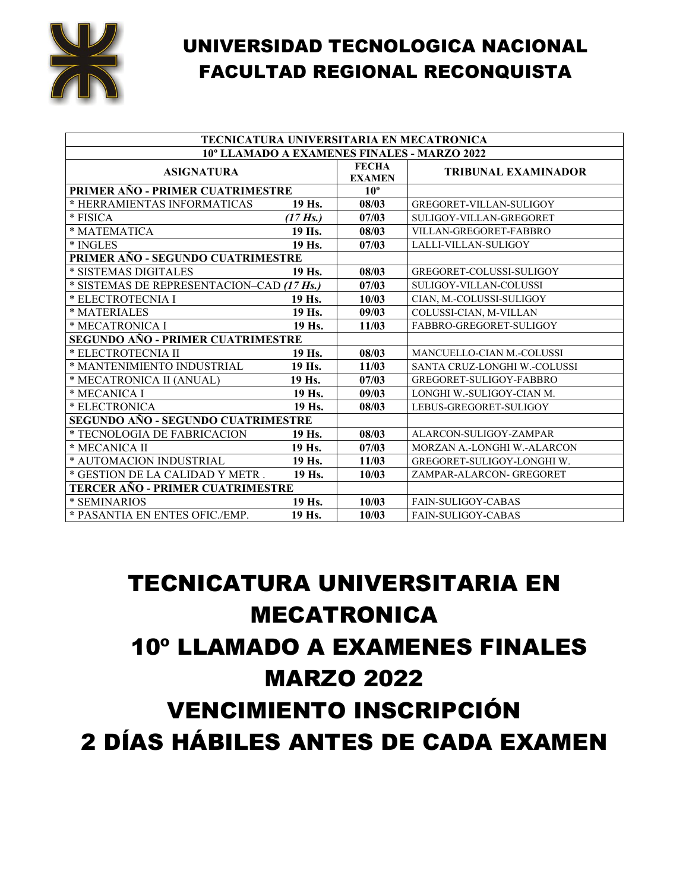# UNIVERSIDAD TECNOLOGICA NACIONAL
# FACULTAD REGIONAL RECONQUISTA

| TECNICATURA UNIVERSITARIA EN MECATRONICA | | | |
|---|---|---|---|
| **10º LLAMADO A EXAMENES FINALES - MARZO 2022** | | | |
| **ASIGNATURA** | | **FECHA EXAMEN** | **TRIBUNAL EXAMINADOR** |
| **PRIMER AÑO - PRIMER CUATRIMESTRE** | | **10º** | |
| * HERRAMIENTAS INFORMATICAS | **19 Hs.** | **08/03** | GREGORET-VILLAN-SULIGOY |
| * FISICA | ***(17 Hs.)*** | **07/03** | SULIGOY-VILLAN-GREGORET |
| * MATEMATICA | **19 Hs.** | **08/03** | VILLAN-GREGORET-FABBRO |
| * INGLES | **19 Hs.** | **07/03** | LALLI-VILLAN-SULIGOY |
| **PRIMER AÑO - SEGUNDO CUATRIMESTRE** | | | |
| * SISTEMAS DIGITALES | **19 Hs.** | **08/03** | GREGORET-COLUSSI-SULIGOY |
| * SISTEMAS DE REPRESENTACION–CAD | ***(17 Hs.)*** | **07/03** | SULIGOY-VILLAN-COLUSSI |
| * ELECTROTECNIA I | **19 Hs.** | **10/03** | CIAN, M.-COLUSSI-SULIGOY |
| * MATERIALES | **19 Hs.** | **09/03** | COLUSSI-CIAN, M-VILLAN |
| * MECATRONICA I | **19 Hs.** | **11/03** | FABBRO-GREGORET-SULIGOY |
| **SEGUNDO AÑO - PRIMER CUATRIMESTRE** | | | |
| * ELECTROTECNIA II | **19 Hs.** | **08/03** | MANCUELLO-CIAN M.-COLUSSI |
| * MANTENIMIENTO INDUSTRIAL | **19 Hs.** | **11/03** | SANTA CRUZ-LONGHI W.-COLUSSI |
| * MECATRONICA II (ANUAL) | **19 Hs.** | **07/03** | GREGORET-SULIGOY-FABBRO |
| * MECANICA I | **19 Hs.** | **09/03** | LONGHI W.-SULIGOY-CIAN M. |
| * ELECTRONICA | **19 Hs.** | **08/03** | LEBUS-GREGORET-SULIGOY |
| **SEGUNDO AÑO - SEGUNDO CUATRIMESTRE** | | | |
| * TECNOLOGIA DE FABRICACION | **19 Hs.** | **08/03** | ALARCON-SULIGOY-ZAMPAR |
| * MECANICA II | **19 Hs.** | **07/03** | MORZAN A.-LONGHI W.-ALARCON |
| * AUTOMACION INDUSTRIAL | **19 Hs.** | **11/03** | GREGORET-SULIGOY-LONGHI W. |
| * GESTION DE LA CALIDAD Y METR . | **19 Hs.** | **10/03** | ZAMPAR-ALARCON- GREGORET |
| **TERCER AÑO - PRIMER CUATRIMESTRE** | | | |
| * SEMINARIOS | **19 Hs.** | **10/03** | FAIN-SULIGOY-CABAS |
| * PASANTIA EN ENTES OFIC./EMP. | **19 Hs.** | **10/03** | FAIN-SULIGOY-CABAS |

# TECNICATURA UNIVERSITARIA EN MECATRONICA
# 10º LLAMADO A EXAMENES FINALES
# MARZO 2022
# VENCIMIENTO INSCRIPCIÓN
# 2 DÍAS HÁBILES ANTES DE CADA EXAMEN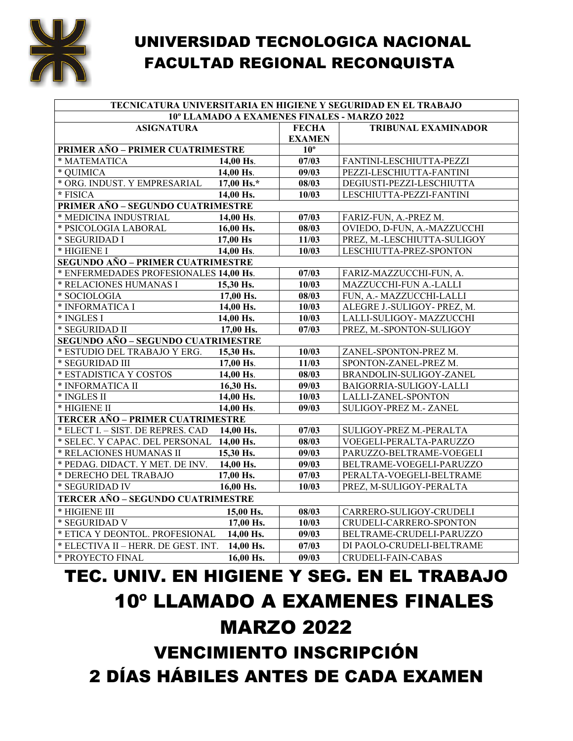# UNIVERSIDAD TECNOLOGICA NACIONAL
# FACULTAD REGIONAL RECONQUISTA

| TECNICATURA UNIVERSITARIA EN HIGIENE Y SEGURIDAD EN EL TRABAJO | | | |
|---|---|---|---|
| **10º LLAMADO A EXAMENES FINALES - MARZO 2022** | | | |
| **ASIGNATURA** | | **FECHA EXAMEN** | **TRIBUNAL EXAMINADOR** |
| **PRIMER AÑO – PRIMER CUATRIMESTRE** | | **10º** | |
| * MATEMATICA | 14,00 Hs. | 07/03 | FANTINI-LESCHIUTTA-PEZZI |
| * QUIMICA | 14,00 Hs. | 09/03 | PEZZI-LESCHIUTTA-FANTINI |
| * ORG. INDUST. Y EMPRESARIAL | 17,00 Hs.* | 08/03 | DEGIUSTI-PEZZI-LESCHIUTTA |
| * FISICA | 14,00 Hs. | 10/03 | LESCHIUTTA-PEZZI-FANTINI |
| **PRIMER AÑO – SEGUNDO CUATRIMESTRE** | | | |
| * MEDICINA INDUSTRIAL | 14,00 Hs. | 07/03 | FARIZ-FUN, A.-PREZ M. |
| * PSICOLOGIA LABORAL | 16,00 Hs. | 08/03 | OVIEDO, D-FUN, A.-MAZZUCCHI |
| * SEGURIDAD I | 17,00 Hs | 11/03 | PREZ, M.-LESCHIUTTA-SULIGOY |
| * HIGIENE I | 14,00 Hs. | 10/03 | LESCHIUTTA-PREZ-SPONTON |
| **SEGUNDO AÑO – PRIMER CUATRIMESTRE** | | | |
| * ENFERMEDADES PROFESIONALES | 14,00 Hs. | 07/03 | FARIZ-MAZZUCCHI-FUN, A. |
| * RELACIONES HUMANAS I | 15,30 Hs. | 10/03 | MAZZUCCHI-FUN A.-LALLI |
| * SOCIOLOGIA | 17,00 Hs. | 08/03 | FUN, A.- MAZZUCCHI-LALLI |
| * INFORMATICA I | 14,00 Hs. | 10/03 | ALEGRE J.-SULIGOY- PREZ, M. |
| * INGLES I | 14,00 Hs. | 10/03 | LALLI-SULIGOY- MAZZUCCHI |
| * SEGURIDAD II | 17,00 Hs. | 07/03 | PREZ, M.-SPONTON-SULIGOY |
| **SEGUNDO AÑO – SEGUNDO CUATRIMESTRE** | | | |
| * ESTUDIO DEL TRABAJO Y ERG. | 15,30 Hs. | 10/03 | ZANEL-SPONTON-PREZ M. |
| * SEGURIDAD III | 17,00 Hs. | 11/03 | SPONTON-ZANEL-PREZ M. |
| * ESTADISTICA Y COSTOS | 14,00 Hs. | 08/03 | BRANDOLIN-SULIGOY-ZANEL |
| * INFORMATICA II | 16,30 Hs. | 09/03 | BAIGORRIA-SULIGOY-LALLI |
| * INGLES II | 14,00 Hs. | 10/03 | LALLI-ZANEL-SPONTON |
| * HIGIENE II | 14,00 Hs. | 09/03 | SULIGOY-PREZ M.- ZANEL |
| **TERCER AÑO – PRIMER CUATRIMESTRE** | | | |
| * ELECT I. – SIST. DE REPRES. CAD | 14,00 Hs. | 07/03 | SULIGOY-PREZ M.-PERALTA |
| * SELEC. Y CAPAC. DEL PERSONAL | 14,00 Hs. | 08/03 | VOEGELI-PERALTA-PARUZZO |
| * RELACIONES HUMANAS II | 15,30 Hs. | 09/03 | PARUZZO-BELTRAME-VOEGELI |
| * PEDAG. DIDACT. Y MET. DE INV. | 14,00 Hs. | 09/03 | BELTRAME-VOEGELI-PARUZZO |
| * DERECHO DEL TRABAJO | 17,00 Hs. | 07/03 | PERALTA-VOEGELI-BELTRAME |
| * SEGURIDAD IV | 16,00 Hs. | 10/03 | PREZ, M-SULIGOY-PERALTA |
| **TERCER AÑO – SEGUNDO CUATRIMESTRE** | | | |
| * HIGIENE III | 15,00 Hs. | 08/03 | CARRERO-SULIGOY-CRUDELI |
| * SEGURIDAD V | 17,00 Hs. | 10/03 | CRUDELI-CARRERO-SPONTON |
| * ETICA Y DEONTOL. PROFESIONAL | 14,00 Hs. | 09/03 | BELTRAME-CRUDELI-PARUZZO |
| * ELECTIVA II – HERR. DE GEST. INT. | 14,00 Hs. | 07/03 | DI PAOLO-CRUDELI-BELTRAME |
| * PROYECTO FINAL | 16,00 Hs. | 09/03 | CRUDELI-FAIN-CABAS |

# TEC. UNIV. EN HIGIENE Y SEG. EN EL TRABAJO
# 10º LLAMADO A EXAMENES FINALES
# MARZO 2022
## VENCIMIENTO INSCRIPCIÓN
## 2 DÍAS HÁBILES ANTES DE CADA EXAMEN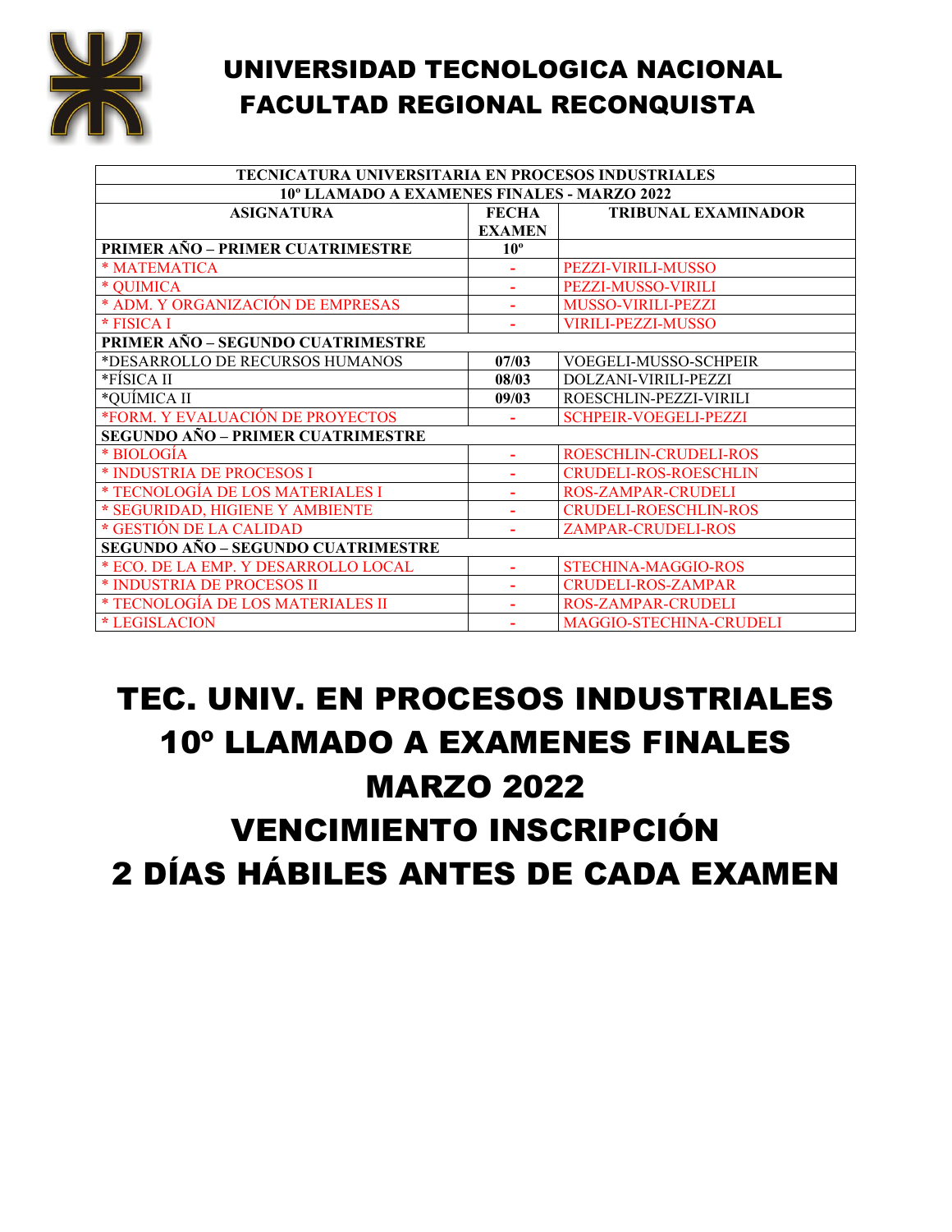# UNIVERSIDAD TECNOLOGICA NACIONAL
# FACULTAD REGIONAL RECONQUISTA

| TECNICATURA UNIVERSITARIA EN PROCESOS INDUSTRIALES | | |
|---|---|---|
| **10º LLAMADO A EXAMENES FINALES - MARZO 2022** | | |
| **ASIGNATURA** | **FECHA EXAMEN** | **TRIBUNAL EXAMINADOR** |
| **PRIMER AÑO – PRIMER CUATRIMESTRE** | **10º** | |
| * MATEMATICA | - | PEZZI-VIRILI-MUSSO |
| * QUIMICA | - | PEZZI-MUSSO-VIRILI |
| * ADM. Y ORGANIZACIÓN DE EMPRESAS | - | MUSSO-VIRILI-PEZZI |
| * FISICA I | - | VIRILI-PEZZI-MUSSO |
| **PRIMER AÑO – SEGUNDO CUATRIMESTRE** | | |
| *DESARROLLO DE RECURSOS HUMANOS | **07/03** | VOEGELI-MUSSO-SCHPEIR |
| *FÍSICA II | **08/03** | DOLZANI-VIRILI-PEZZI |
| *QUÍMICA II | **09/03** | ROESCHLIN-PEZZI-VIRILI |
| *FORM. Y EVALUACIÓN DE PROYECTOS | - | SCHPEIR-VOEGELI-PEZZI |
| **SEGUNDO AÑO – PRIMER CUATRIMESTRE** | | |
| * BIOLOGÍA | - | ROESCHLIN-CRUDELI-ROS |
| * INDUSTRIA DE PROCESOS I | - | CRUDELI-ROS-ROESCHLIN |
| * TECNOLOGÍA DE LOS MATERIALES I | - | ROS-ZAMPAR-CRUDELI |
| * SEGURIDAD, HIGIENE Y AMBIENTE | - | CRUDELI-ROESCHLIN-ROS |
| * GESTIÓN DE LA CALIDAD | - | ZAMPAR-CRUDELI-ROS |
| **SEGUNDO AÑO – SEGUNDO CUATRIMESTRE** | | |
| * ECO. DE LA EMP. Y DESARROLLO LOCAL | - | STECHINA-MAGGIO-ROS |
| * INDUSTRIA DE PROCESOS II | - | CRUDELI-ROS-ZAMPAR |
| * TECNOLOGÍA DE LOS MATERIALES II | - | ROS-ZAMPAR-CRUDELI |
| * LEGISLACION | - | MAGGIO-STECHINA-CRUDELI |

# TEC. UNIV. EN PROCESOS INDUSTRIALES
# 10º LLAMADO A EXAMENES FINALES
# MARZO 2022
# VENCIMIENTO INSCRIPCIÓN
# 2 DÍAS HÁBILES ANTES DE CADA EXAMEN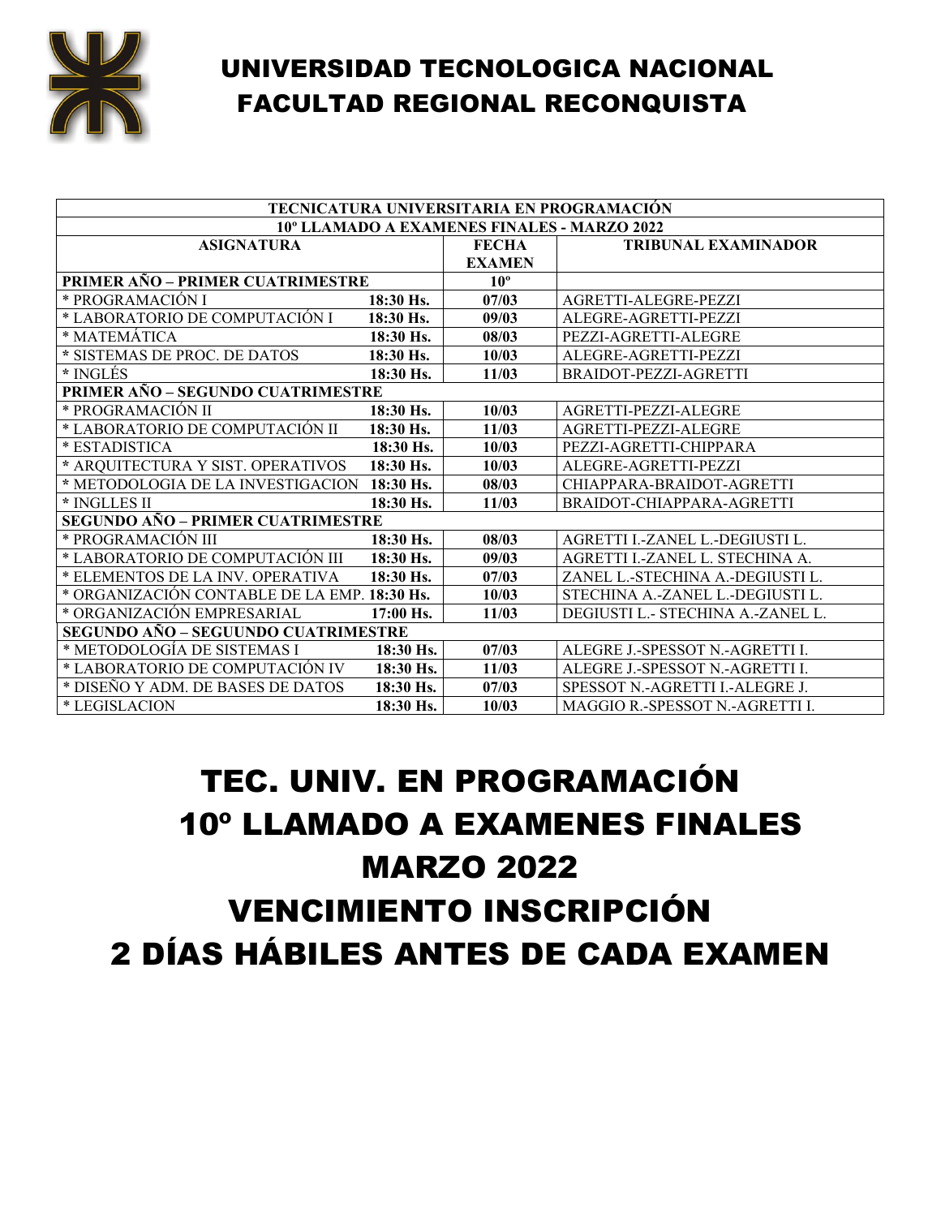# UNIVERSIDAD TECNOLOGICA NACIONAL
# FACULTAD REGIONAL RECONQUISTA

| TECNICATURA UNIVERSITARIA EN PROGRAMACIÓN | | | |
|---|---|---|---|
| **10º LLAMADO A EXAMENES FINALES - MARZO 2022** | | | |
| **ASIGNATURA** | | **FECHA EXAMEN** | **TRIBUNAL EXAMINADOR** |
| **PRIMER AÑO – PRIMER CUATRIMESTRE** | | **10º** | |
| * PROGRAMACIÓN I | **18:30 Hs.** | **07/03** | AGRETTI-ALEGRE-PEZZI |
| * LABORATORIO DE COMPUTACIÓN I | **18:30 Hs.** | **09/03** | ALEGRE-AGRETTI-PEZZI |
| * MATEMÁTICA | **18:30 Hs.** | **08/03** | PEZZI-AGRETTI-ALEGRE |
| * SISTEMAS DE PROC. DE DATOS | **18:30 Hs.** | **10/03** | ALEGRE-AGRETTI-PEZZI |
| * INGLÉS | **18:30 Hs.** | **11/03** | BRAIDOT-PEZZI-AGRETTI |
| **PRIMER AÑO – SEGUNDO CUATRIMESTRE** | | | |
| * PROGRAMACIÓN II | **18:30 Hs.** | **10/03** | AGRETTI-PEZZI-ALEGRE |
| * LABORATORIO DE COMPUTACIÓN II | **18:30 Hs.** | **11/03** | AGRETTI-PEZZI-ALEGRE |
| * ESTADISTICA | **18:30 Hs.** | **10/03** | PEZZI-AGRETTI-CHIPPARA |
| * ARQUITECTURA Y SIST. OPERATIVOS | **18:30 Hs.** | **10/03** | ALEGRE-AGRETTI-PEZZI |
| * METODOLOGIA DE LA INVESTIGACION | **18:30 Hs.** | **08/03** | CHIAPPARA-BRAIDOT-AGRETTI |
| * INGLLES II | **18:30 Hs.** | **11/03** | BRAIDOT-CHIAPPARA-AGRETTI |
| **SEGUNDO AÑO – PRIMER CUATRIMESTRE** | | | |
| * PROGRAMACIÓN III | **18:30 Hs.** | **08/03** | AGRETTI I.-ZANEL L.-DEGIUSTI L. |
| * LABORATORIO DE COMPUTACIÓN III | **18:30 Hs.** | **09/03** | AGRETTI I.-ZANEL L. STECHINA A. |
| * ELEMENTOS DE LA INV. OPERATIVA | **18:30 Hs.** | **07/03** | ZANEL L.-STECHINA A.-DEGIUSTI L. |
| * ORGANIZACIÓN CONTABLE DE LA EMP. | **18:30 Hs.** | **10/03** | STECHINA A.-ZANEL L.-DEGIUSTI L. |
| * ORGANIZACIÓN EMPRESARIAL | **17:00 Hs.** | **11/03** | DEGIUSTI L.- STECHINA A.-ZANEL L. |
| **SEGUNDO AÑO – SEGUUNDO CUATRIMESTRE** | | | |
| * METODOLOGÍA DE SISTEMAS I | **18:30 Hs.** | **07/03** | ALEGRE J.-SPESSOT N.-AGRETTI I. |
| * LABORATORIO DE COMPUTACIÓN IV | **18:30 Hs.** | **11/03** | ALEGRE J.-SPESSOT N.-AGRETTI I. |
| * DISEÑO Y ADM. DE BASES DE DATOS | **18:30 Hs.** | **07/03** | SPESSOT N.-AGRETTI I.-ALEGRE J. |
| * LEGISLACION | **18:30 Hs.** | **10/03** | MAGGIO R.-SPESSOT N.-AGRETTI I. |

# TEC. UNIV. EN PROGRAMACIÓN
# 10º LLAMADO A EXAMENES FINALES
# MARZO 2022
# VENCIMIENTO INSCRIPCIÓN
# 2 DÍAS HÁBILES ANTES DE CADA EXAMEN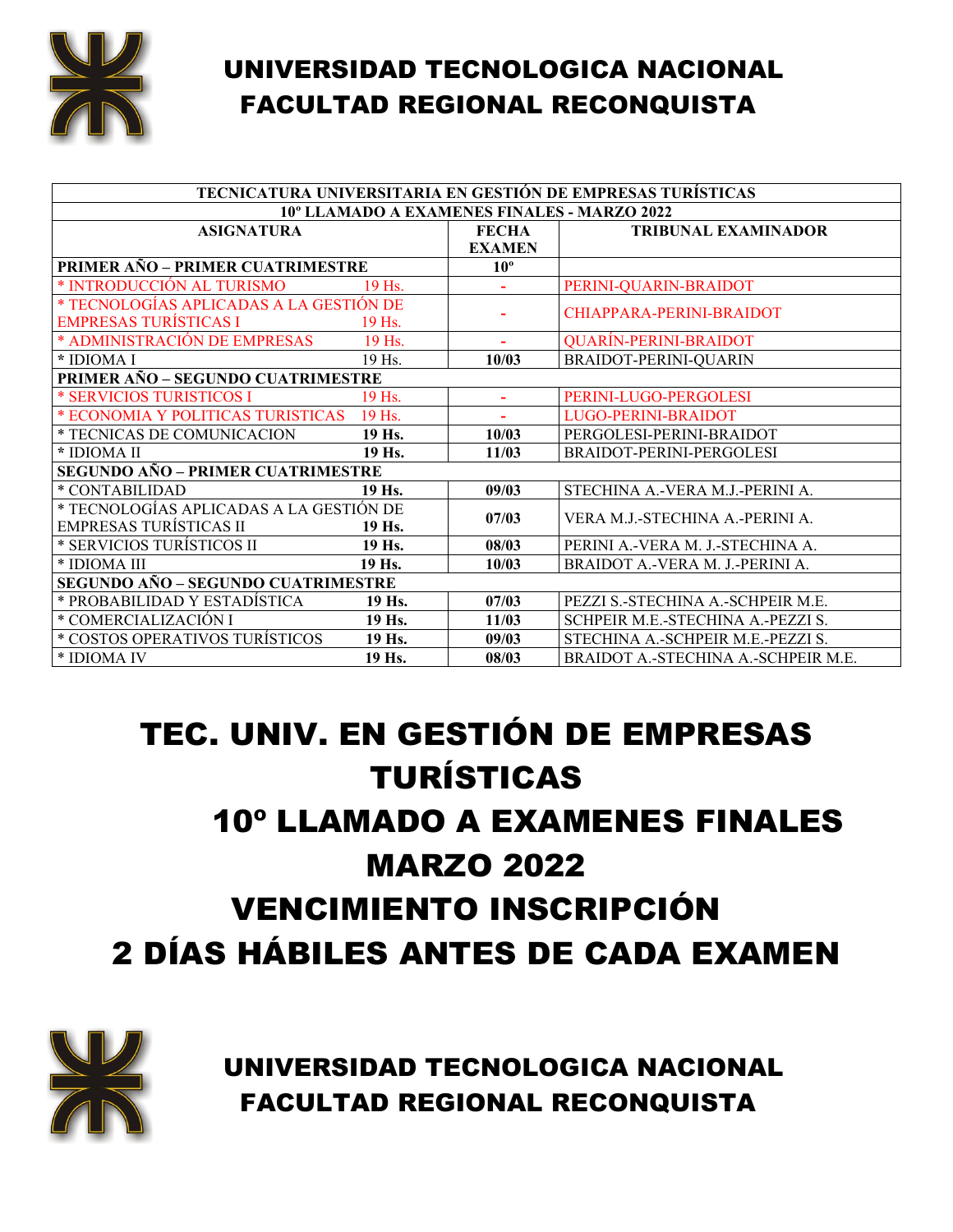# UNIVERSIDAD TECNOLOGICA NACIONAL
# FACULTAD REGIONAL RECONQUISTA

| TECNICATURA UNIVERSITARIA EN GESTIÓN DE EMPRESAS TURÍSTICAS | | |
|---|---|---|
| 10º LLAMADO A EXAMENES FINALES - MARZO 2022 | | |
| ASIGNATURA | FECHA EXAMEN | TRIBUNAL EXAMINADOR |
| **PRIMER AÑO – PRIMER CUATRIMESTRE** | **10º** | |
| * INTRODUCCIÓN AL TURISMO 19 Hs. | - | PERINI-QUARIN-BRAIDOT |
| * TECNOLOGÍAS APLICADAS A LA GESTIÓN DE EMPRESAS TURÍSTICAS I 19 Hs. | - | CHIAPPARA-PERINI-BRAIDOT |
| * ADMINISTRACIÓN DE EMPRESAS 19 Hs. | - | QUARÍN-PERINI-BRAIDOT |
| * IDIOMA I 19 Hs. | 10/03 | BRAIDOT-PERINI-QUARIN |
| **PRIMER AÑO – SEGUNDO CUATRIMESTRE** | | |
| * SERVICIOS TURISTICOS I 19 Hs. | - | PERINI-LUGO-PERGOLESI |
| * ECONOMIA Y POLITICAS TURISTICAS 19 Hs. | - | LUGO-PERINI-BRAIDOT |
| * TECNICAS DE COMUNICACION 19 Hs. | 10/03 | PERGOLESI-PERINI-BRAIDOT |
| * IDIOMA II 19 Hs. | 11/03 | BRAIDOT-PERINI-PERGOLESI |
| **SEGUNDO AÑO – PRIMER CUATRIMESTRE** | | |
| * CONTABILIDAD 19 Hs. | 09/03 | STECHINA A.-VERA M.J.-PERINI A. |
| * TECNOLOGÍAS APLICADAS A LA GESTIÓN DE EMPRESAS TURÍSTICAS II 19 Hs. | 07/03 | VERA M.J.-STECHINA A.-PERINI A. |
| * SERVICIOS TURÍSTICOS II 19 Hs. | 08/03 | PERINI A.-VERA M. J.-STECHINA A. |
| * IDIOMA III 19 Hs. | 10/03 | BRAIDOT A.-VERA M. J.-PERINI A. |
| **SEGUNDO AÑO – SEGUNDO CUATRIMESTRE** | | |
| * PROBABILIDAD Y ESTADÍSTICA 19 Hs. | 07/03 | PEZZI S.-STECHINA A.-SCHPEIR M.E. |
| * COMERCIALIZACIÓN I 19 Hs. | 11/03 | SCHPEIR M.E.-STECHINA A.-PEZZI S. |
| * COSTOS OPERATIVOS TURÍSTICOS 19 Hs. | 09/03 | STECHINA A.-SCHPEIR M.E.-PEZZI S. |
| * IDIOMA IV 19 Hs. | 08/03 | BRAIDOT A.-STECHINA A.-SCHPEIR M.E. |

# TEC. UNIV. EN GESTIÓN DE EMPRESAS TURÍSTICAS
# 10º LLAMADO A EXAMENES FINALES MARZO 2022
# VENCIMIENTO INSCRIPCIÓN
# 2 DÍAS HÁBILES ANTES DE CADA EXAMEN

# UNIVERSIDAD TECNOLOGICA NACIONAL
# FACULTAD REGIONAL RECONQUISTA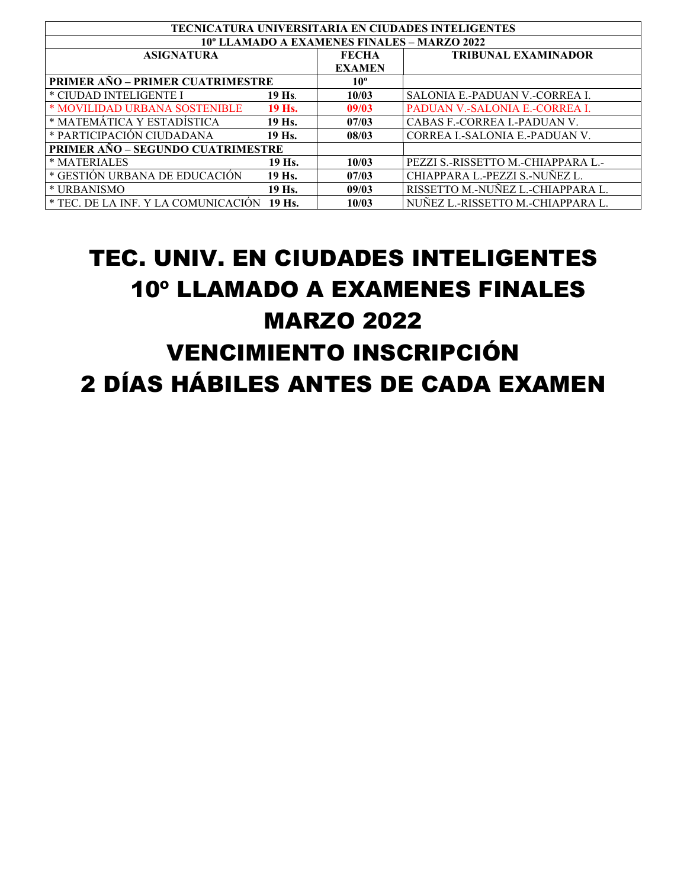| TECNICATURA UNIVERSITARIA EN CIUDADES INTELIGENTES | | | |
|---|---|---|---|
| **10º LLAMADO A EXAMENES FINALES – MARZO 2022** | | | |
| **ASIGNATURA** | | **FECHA EXAMEN** | **TRIBUNAL EXAMINADOR** |
| **PRIMER AÑO – PRIMER CUATRIMESTRE** | | **10º** | |
| * CIUDAD INTELIGENTE I | **19 Hs.** | **10/03** | SALONIA E.-PADUAN V.-CORREA I. |
| * MOVILIDAD URBANA SOSTENIBLE | **19 Hs.** | **09/03** | PADUAN V.-SALONIA E.-CORREA I. |
| * MATEMÁTICA Y ESTADÍSTICA | **19 Hs.** | **07/03** | CABAS F.-CORREA I.-PADUAN V. |
| * PARTICIPACIÓN CIUDADANA | **19 Hs.** | **08/03** | CORREA I.-SALONIA E.-PADUAN V. |
| **PRIMER AÑO – SEGUNDO CUATRIMESTRE** | | | |
| * MATERIALES | **19 Hs.** | **10/03** | PEZZI S.-RISSETTO M.-CHIAPPARA L.- |
| * GESTIÓN URBANA DE EDUCACIÓN | **19 Hs.** | **07/03** | CHIAPPARA L.-PEZZI S.-NUÑEZ L. |
| * URBANISMO | **19 Hs.** | **09/03** | RISSETTO M.-NUÑEZ L.-CHIAPPARA L. |
| * TEC. DE LA INF. Y LA COMUNICACIÓN | **19 Hs.** | **10/03** | NUÑEZ L.-RISSETTO M.-CHIAPPARA L. |

# TEC. UNIV. EN CIUDADES INTELIGENTES
# 10º LLAMADO A EXAMENES FINALES
# MARZO 2022
# VENCIMIENTO INSCRIPCIÓN
# 2 DÍAS HÁBILES ANTES DE CADA EXAMEN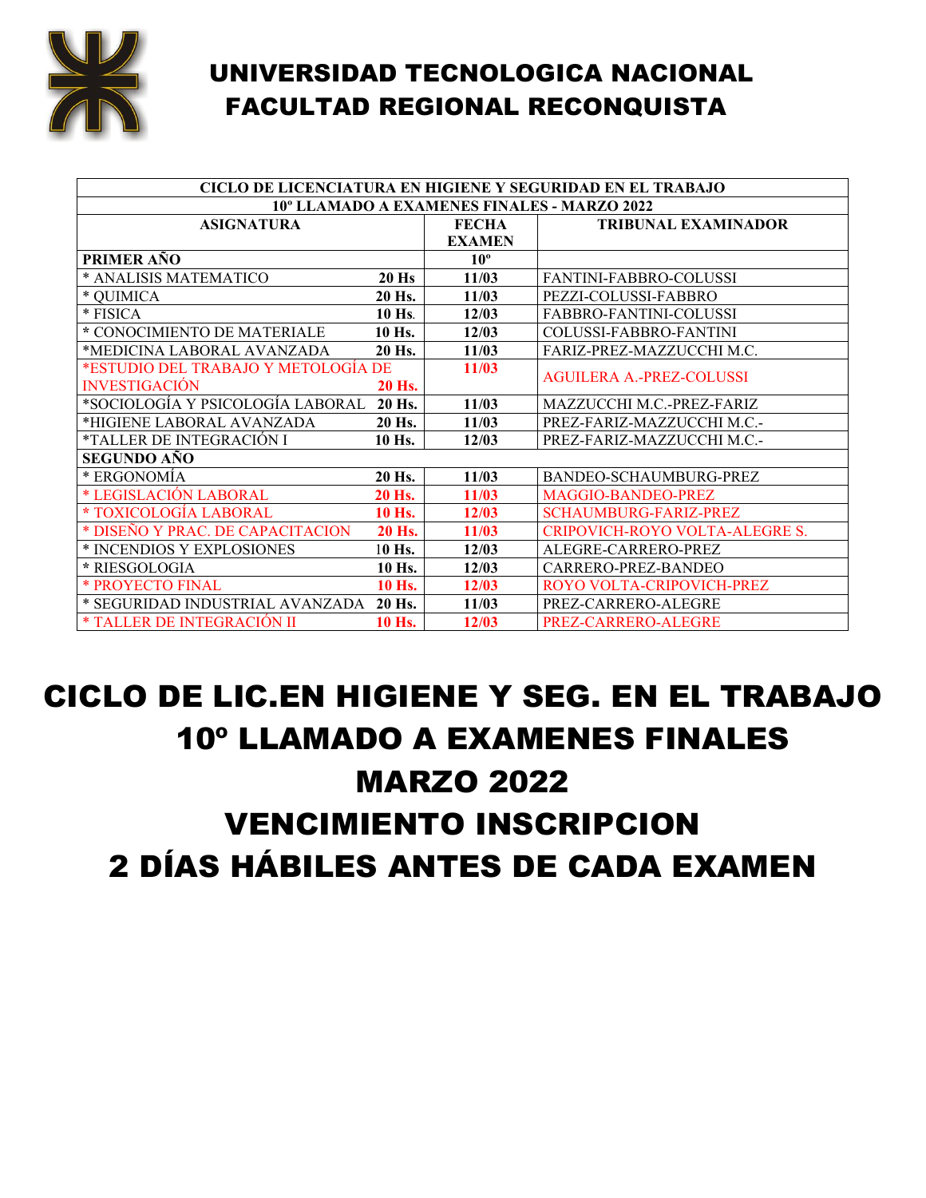# UNIVERSIDAD TECNOLOGICA NACIONAL
# FACULTAD REGIONAL RECONQUISTA

| CICLO DE LICENCIATURA EN HIGIENE Y SEGURIDAD EN EL TRABAJO | | | |
|---|---|---|---|
| **10º LLAMADO A EXAMENES FINALES - MARZO 2022** | | | |
| **ASIGNATURA** | | **FECHA EXAMEN** | **TRIBUNAL EXAMINADOR** |
| **PRIMER AÑO** | | **10º** | |
| * ANALISIS MATEMATICO | **20 Hs** | **11/03** | FANTINI-FABBRO-COLUSSI |
| * QUIMICA | **20 Hs.** | **11/03** | PEZZI-COLUSSI-FABBRO |
| * FISICA | **10 Hs.** | **12/03** | FABBRO-FANTINI-COLUSSI |
| * CONOCIMIENTO DE MATERIALE | **10 Hs.** | **12/03** | COLUSSI-FABBRO-FANTINI |
| *MEDICINA LABORAL AVANZADA | **20 Hs.** | **11/03** | FARIZ-PREZ-MAZZUCCHI M.C. |
| *ESTUDIO DEL TRABAJO Y METOLOGÍA DE INVESTIGACIÓN | **20 Hs.** | **11/03** | AGUILERA A.-PREZ-COLUSSI |
| *SOCIOLOGÍA Y PSICOLOGÍA LABORAL | **20 Hs.** | **11/03** | MAZZUCCHI M.C.-PREZ-FARIZ |
| *HIGIENE LABORAL AVANZADA | **20 Hs.** | **11/03** | PREZ-FARIZ-MAZZUCCHI M.C.- |
| *TALLER DE INTEGRACIÓN I | **10 Hs.** | **12/03** | PREZ-FARIZ-MAZZUCCHI M.C.- |
| **SEGUNDO AÑO** | | | |
| * ERGONOMÍA | **20 Hs.** | **11/03** | BANDEO-SCHAUMBURG-PREZ |
| * LEGISLACIÓN LABORAL | **20 Hs.** | **11/03** | MAGGIO-BANDEO-PREZ |
| * TOXICOLOGÍA LABORAL | **10 Hs.** | **12/03** | SCHAUMBURG-FARIZ-PREZ |
| * DISEÑO Y PRAC. DE CAPACITACION | **20 Hs.** | **11/03** | CRIPOVICH-ROYO VOLTA-ALEGRE S. |
| * INCENDIOS Y EXPLOSIONES | **10 Hs.** | **12/03** | ALEGRE-CARRERO-PREZ |
| * RIESGOLOGIA | **10 Hs.** | **12/03** | CARRERO-PREZ-BANDEO |
| * PROYECTO FINAL | **10 Hs.** | **12/03** | ROYO VOLTA-CRIPOVICH-PREZ |
| * SEGURIDAD INDUSTRIAL AVANZADA | **20 Hs.** | **11/03** | PREZ-CARRERO-ALEGRE |
| * TALLER DE INTEGRACIÓN II | **10 Hs.** | **12/03** | PREZ-CARRERO-ALEGRE |

# CICLO DE LIC.EN HIGIENE Y SEG. EN EL TRABAJO
# 10º LLAMADO A EXAMENES FINALES
# MARZO 2022
# VENCIMIENTO INSCRIPCION
# 2 DÍAS HÁBILES ANTES DE CADA EXAMEN